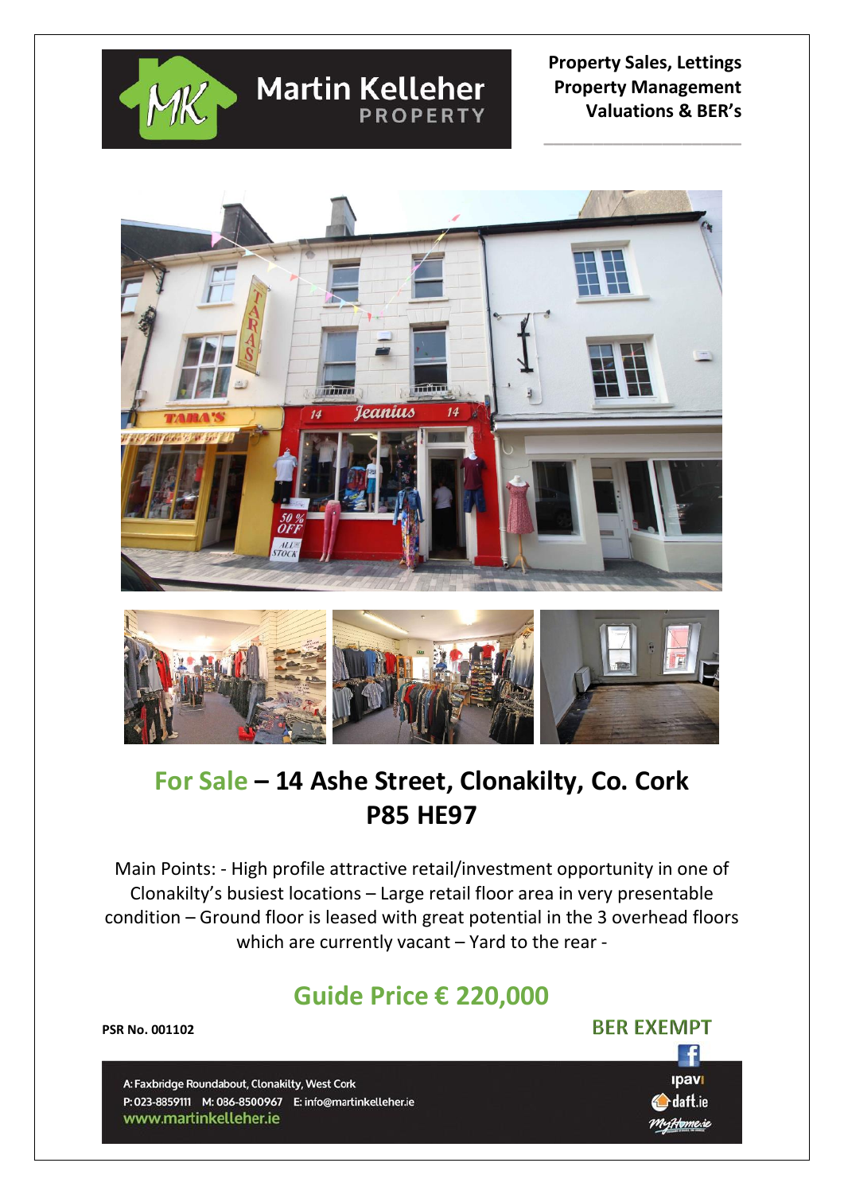Martin Kelleher PROPERTY

**Property Sales, Lettings**
**Property Management**
**Valuations & BER's**

# For Sale – 14 Ashe Street, Clonakilty, Co. Cork P85 HE97

Main Points: - High profile attractive retail/investment opportunity in one of Clonakilty's busiest locations – Large retail floor area in very presentable condition – Ground floor is leased with great potential in the 3 overhead floors which are currently vacant – Yard to the rear -

## Guide Price € 220,000

**PSR No. 001102**

**BER EXEMPT**

A: Faxbridge Roundabout, Clonakilty, West Cork
P: 023-8859111 M: 086-8500967 E: info@martinkelleher.ie
www.martinkelleher.ie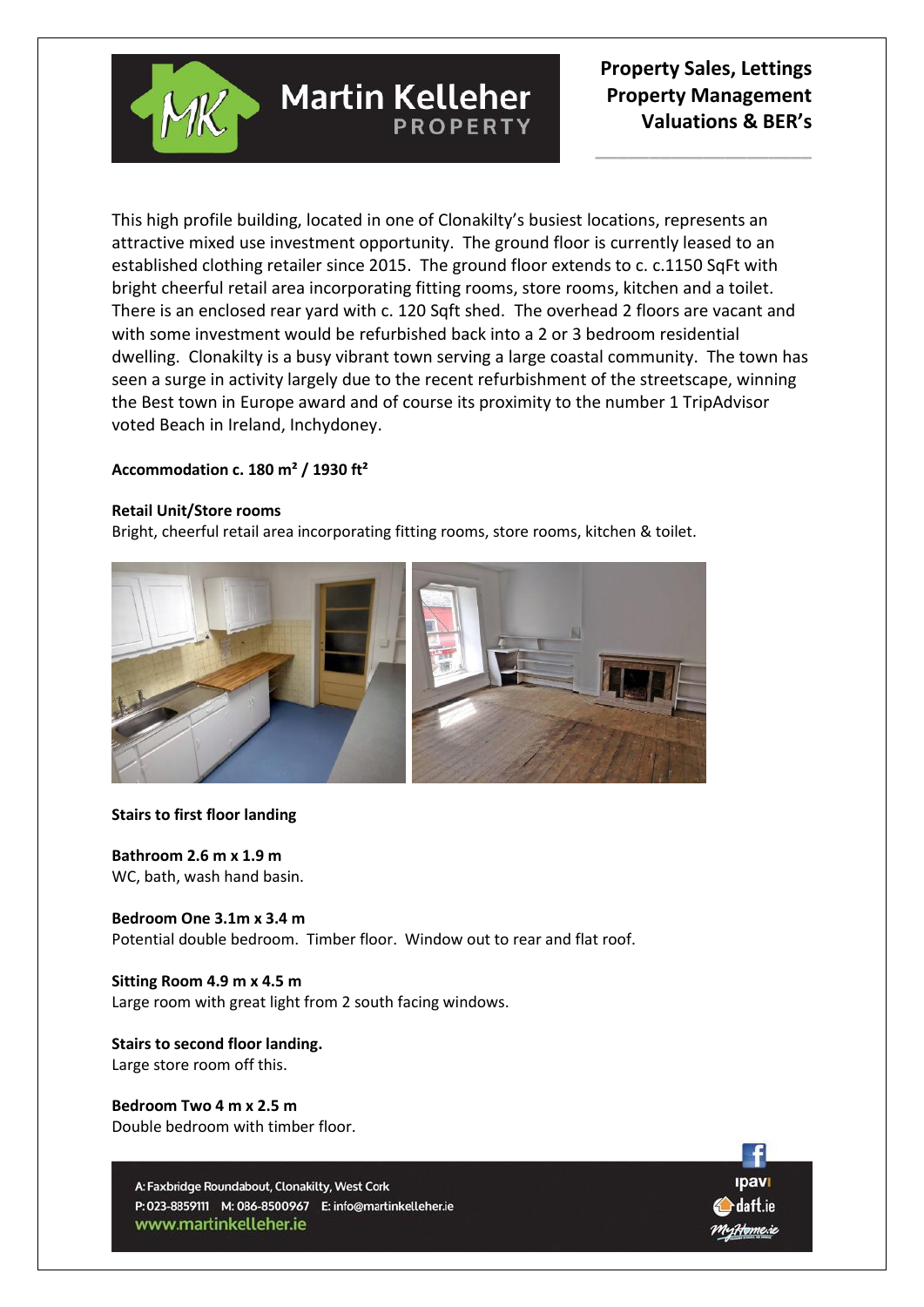This high profile building, located in one of Clonakilty's busiest locations, represents an attractive mixed use investment opportunity. The ground floor is currently leased to an established clothing retailer since 2015. The ground floor extends to c. c.1150 SqFt with bright cheerful retail area incorporating fitting rooms, store rooms, kitchen and a toilet. There is an enclosed rear yard with c. 120 Sqft shed. The overhead 2 floors are vacant and with some investment would be refurbished back into a 2 or 3 bedroom residential dwelling. Clonakilty is a busy vibrant town serving a large coastal community. The town has seen a surge in activity largely due to the recent refurbishment of the streetscape, winning the Best town in Europe award and of course its proximity to the number 1 TripAdvisor voted Beach in Ireland, Inchydoney.

**Accommodation c. 180 m² / 1930 ft²**

**Retail Unit/Store rooms**
Bright, cheerful retail area incorporating fitting rooms, store rooms, kitchen & toilet.

**Stairs to first floor landing**

**Bathroom 2.6 m x 1.9 m**
WC, bath, wash hand basin.

**Bedroom One 3.1m x 3.4 m**
Potential double bedroom. Timber floor. Window out to rear and flat roof.

**Sitting Room 4.9 m x 4.5 m**
Large room with great light from 2 south facing windows.

**Stairs to second floor landing.**
Large store room off this.

**Bedroom Two 4 m x 2.5 m**
Double bedroom with timber floor.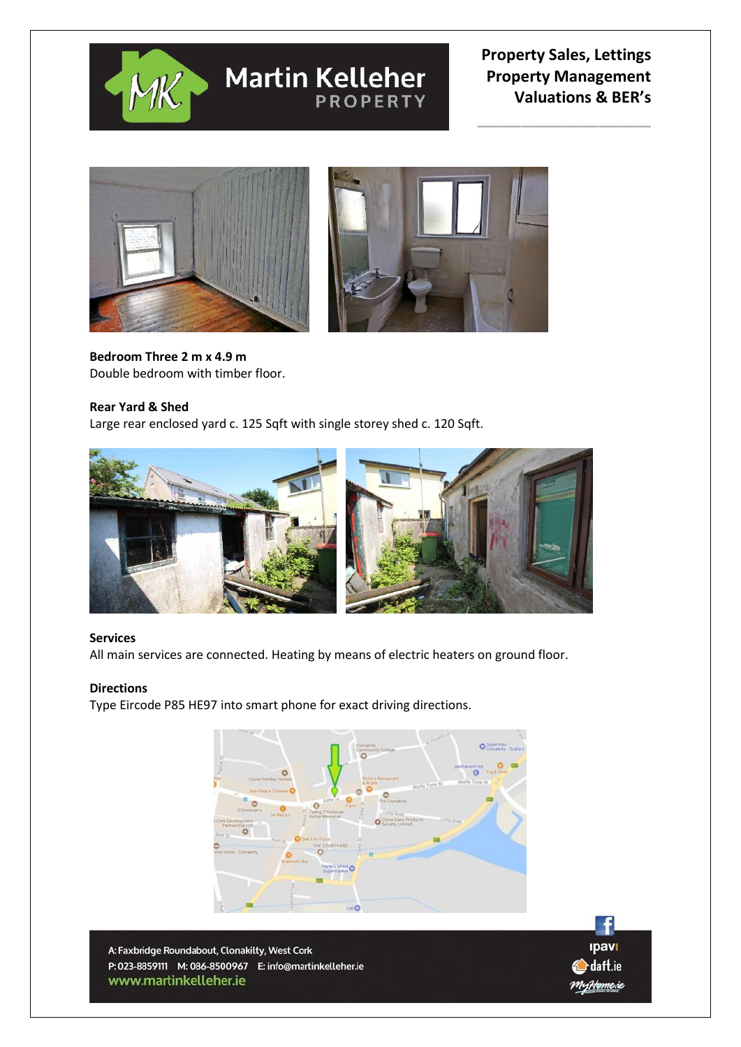**Bedroom Three 2 m x 4.9 m**
Double bedroom with timber floor.

**Rear Yard & Shed**
Large rear enclosed yard c. 125 Sqft with single storey shed c. 120 Sqft.

**Services**
All main services are connected. Heating by means of electric heaters on ground floor.

**Directions**
Type Eircode P85 HE97 into smart phone for exact driving directions.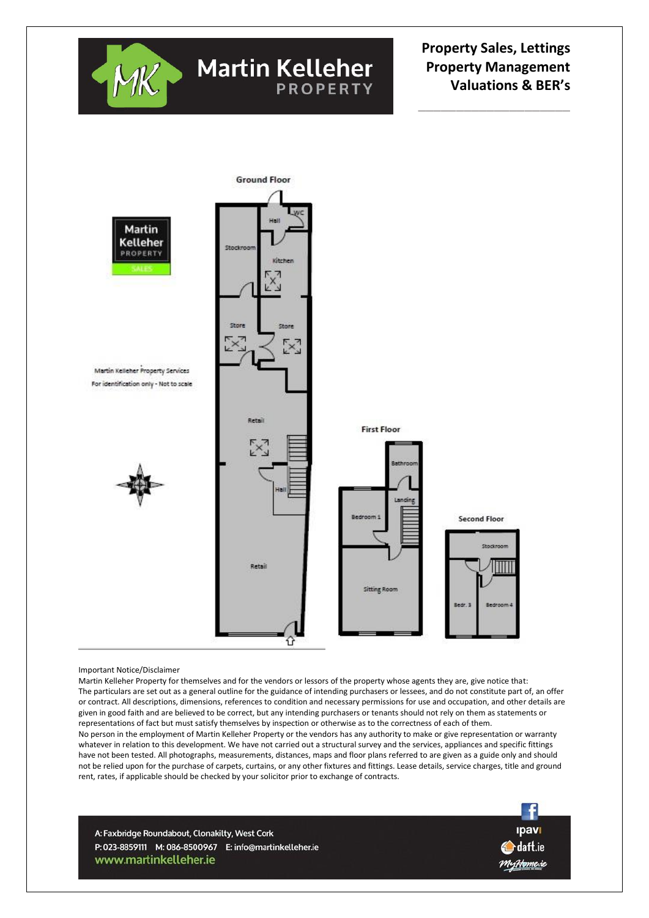**Martin Kelleher PROPERTY**

**Property Sales, Lettings**
**Property Management**
**Valuations & BER's**

Ground Floor

Hall
WC
Stockroom
Kitchen
Store
Store
Retail
Hall
Retail

First Floor

Bathroom
Landing
Bedroom 1
Sitting Room

Second Floor

Stockroom
Bedr. 3
Bedroom 4

Martin Kelleher PROPERTY SALES

Martin Kelleher Property Services
For identification only - Not to scale

Important Notice/Disclaimer

Martin Kelleher Property for themselves and for the vendors or lessors of the property whose agents they are, give notice that:
The particulars are set out as a general outline for the guidance of intending purchasers or lessees, and do not constitute part of, an offer or contract. All descriptions, dimensions, references to condition and necessary permissions for use and occupation, and other details are given in good faith and are believed to be correct, but any intending purchasers or tenants should not rely on them as statements or representations of fact but must satisfy themselves by inspection or otherwise as to the correctness of each of them.
No person in the employment of Martin Kelleher Property or the vendors has any authority to make or give representation or warranty whatever in relation to this development. We have not carried out a structural survey and the services, appliances and specific fittings have not been tested. All photographs, measurements, distances, maps and floor plans referred to are given as a guide only and should not be relied upon for the purchase of carpets, curtains, or any other fixtures and fittings. Lease details, service charges, title and ground rent, rates, if applicable should be checked by your solicitor prior to exchange of contracts.

A: Faxbridge Roundabout, Clonakilty, West Cork
P: 023-8859111 M: 086-8500967 E: info@martinkelleher.ie
www.martinkelleher.ie

ipavi
daft.ie
MyHome.ie